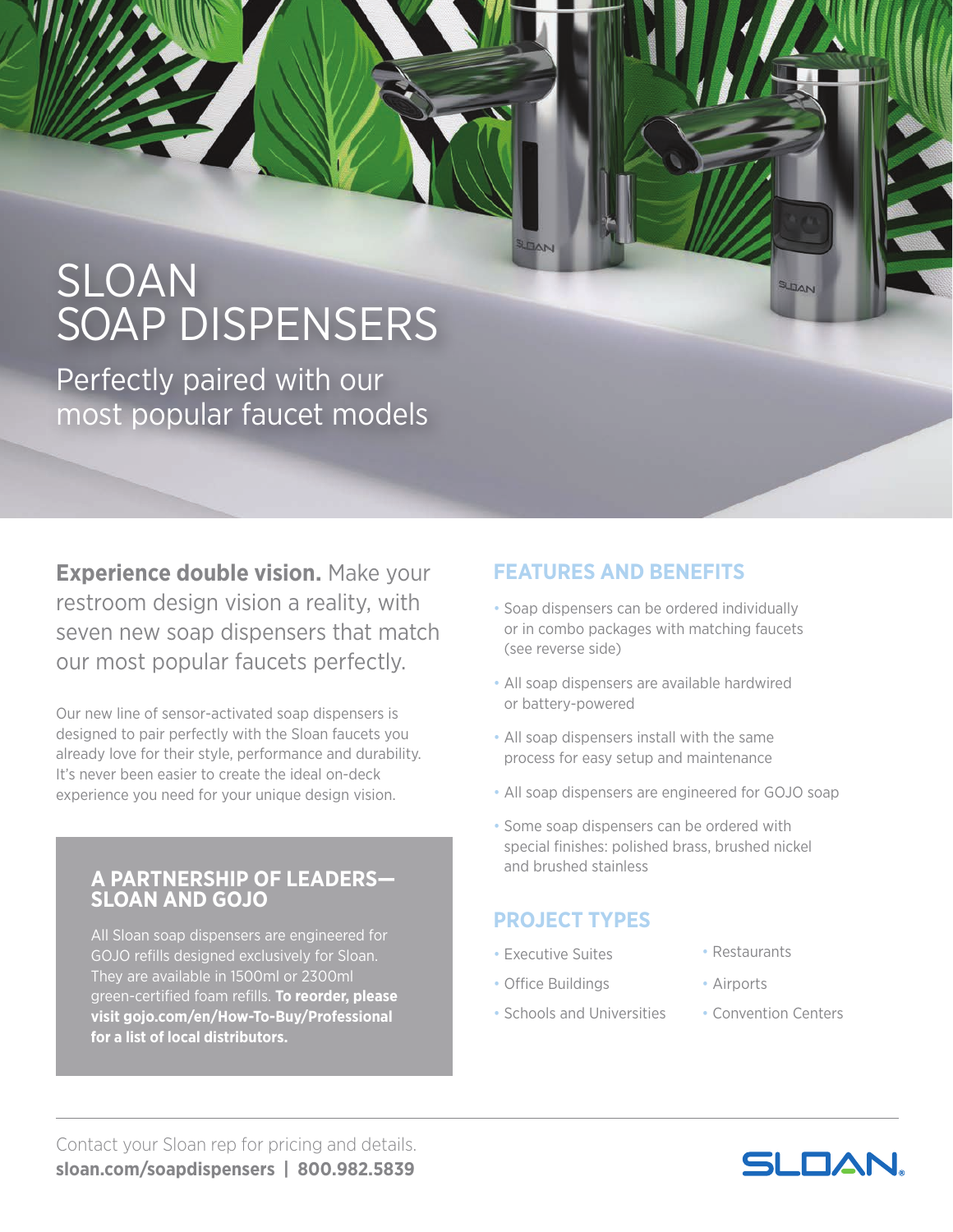# SLOAN SOAP DISPENSERS

Perfectly paired with our most popular faucet models

**Experience double vision.** Make your restroom design vision a reality, with seven new soap dispensers that match our most popular faucets perfectly.

Our new line of sensor-activated soap dispensers is designed to pair perfectly with the Sloan faucets you already love for their style, performance and durability. It's never been easier to create the ideal on-deck experience you need for your unique design vision.

## A PARTNERSHIP OF LEADERS—SLOAN AND GOJO

All Sloan soap dispensers are engineered for GOJO refills designed exclusively for Sloan. They are available in 1500ml or 2300ml green-certified foam refills. **To reorder, please visit gojo.com/en/How-To-Buy/Professional for a list of local distributors.**

## FEATURES AND BENEFITS

- Soap dispensers can be ordered individually or in combo packages with matching faucets (see reverse side)
- All soap dispensers are available hardwired or battery-powered
- All soap dispensers install with the same process for easy setup and maintenance
- All soap dispensers are engineered for GOJO soap
- Some soap dispensers can be ordered with special finishes: polished brass, brushed nickel and brushed stainless

## PROJECT TYPES

- Executive Suites
- Office Buildings
- Schools and Universities
- Restaurants
- Airports
- Convention Centers

Contact your Sloan rep for pricing and details.
**sloan.com/soapdispensers | 800.982.5839**

SLOAN.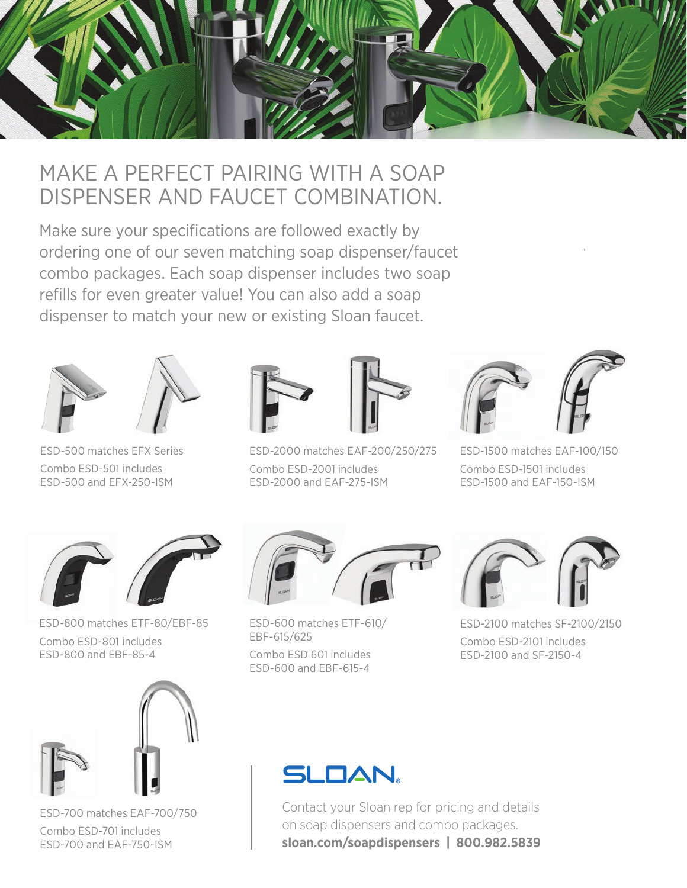# MAKE A PERFECT PAIRING WITH A SOAP DISPENSER AND FAUCET COMBINATION.

Make sure your specifications are followed exactly by ordering one of our seven matching soap dispenser/faucet combo packages. Each soap dispenser includes two soap refills for even greater value! You can also add a soap dispenser to match your new or existing Sloan faucet.

ESD-500 matches EFX Series

Combo ESD-501 includes ESD-500 and EFX-250-ISM

ESD-2000 matches EAF-200/250/275

Combo ESD-2001 includes ESD-2000 and EAF-275-ISM

ESD-1500 matches EAF-100/150

Combo ESD-1501 includes ESD-1500 and EAF-150-ISM

ESD-800 matches ETF-80/EBF-85

Combo ESD-801 includes ESD-800 and EBF-85-4

ESD-600 matches ETF-610/EBF-615/625

Combo ESD 601 includes ESD-600 and EBF-615-4

ESD-2100 matches SF-2100/2150

Combo ESD-2101 includes ESD-2100 and SF-2150-4

ESD-700 matches EAF-700/750

Combo ESD-701 includes ESD-700 and EAF-750-ISM

SLOAN.

Contact your Sloan rep for pricing and details on soap dispensers and combo packages.

**sloan.com/soapdispensers | 800.982.5839**